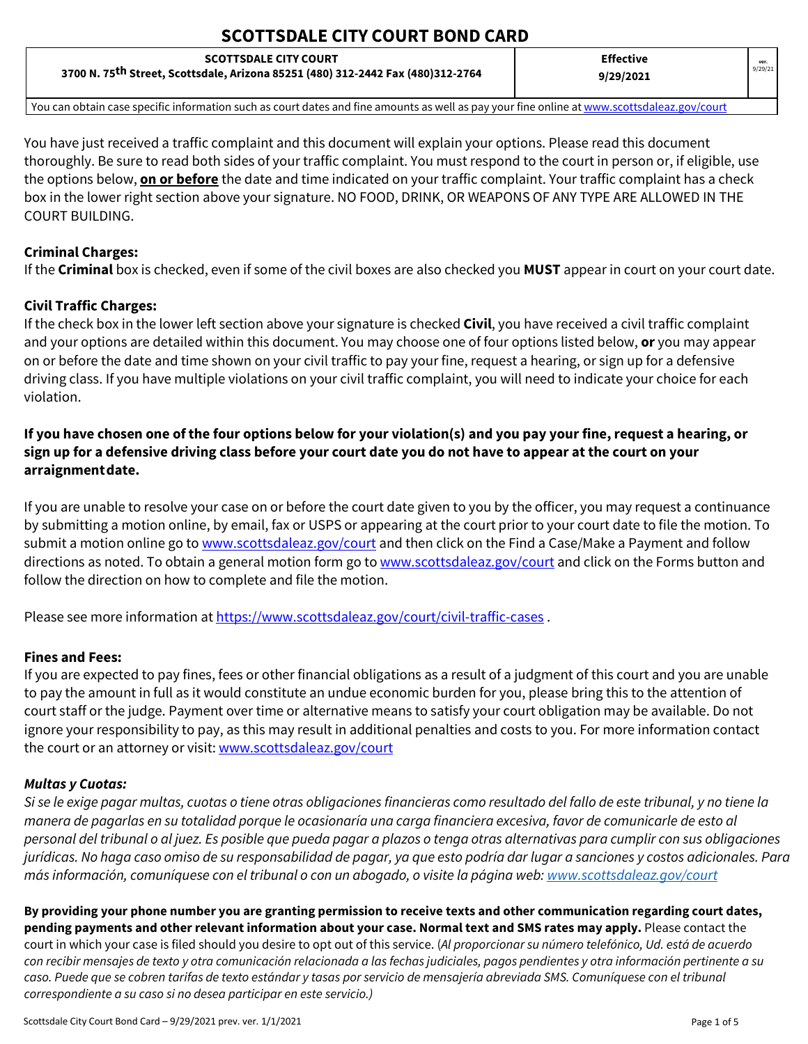# SCOTTSDALE CITY COURT BOND CARD

| SCOTTSDALE CITY COURT<br>3700 N. 75th Street, Scottsdale, Arizona 85251 (480) 312-2442 Fax (480)312-2764 | Effective<br>9/29/2021 | ver.<br>9/29/21 |
|---|---|---|
| You can obtain case specific information such as court dates and fine amounts as well as pay your fine online at www.scottsdaleaz.gov/court | | |

You have just received a traffic complaint and this document will explain your options. Please read this document thoroughly. Be sure to read both sides of your traffic complaint. You must respond to the court in person or, if eligible, use the options below, **on or before** the date and time indicated on your traffic complaint. Your traffic complaint has a check box in the lower right section above your signature. NO FOOD, DRINK, OR WEAPONS OF ANY TYPE ARE ALLOWED IN THE COURT BUILDING.

### Criminal Charges:

If the **Criminal** box is checked, even if some of the civil boxes are also checked you **MUST** appear in court on your court date.

### Civil Traffic Charges:

If the check box in the lower left section above your signature is checked **Civil**, you have received a civil traffic complaint and your options are detailed within this document. You may choose one of four options listed below, **or** you may appear on or before the date and time shown on your civil traffic to pay your fine, request a hearing, or sign up for a defensive driving class. If you have multiple violations on your civil traffic complaint, you will need to indicate your choice for each violation.

**If you have chosen one of the four options below for your violation(s) and you pay your fine, request a hearing, or sign up for a defensive driving class before your court date you do not have to appear at the court on your arraignment date.**

If you are unable to resolve your case on or before the court date given to you by the officer, you may request a continuance by submitting a motion online, by email, fax or USPS or appearing at the court prior to your court date to file the motion. To submit a motion online go to www.scottsdaleaz.gov/court and then click on the Find a Case/Make a Payment and follow directions as noted. To obtain a general motion form go to www.scottsdaleaz.gov/court and click on the Forms button and follow the direction on how to complete and file the motion.

Please see more information at https://www.scottsdaleaz.gov/court/civil-traffic-cases .

### Fines and Fees:

If you are expected to pay fines, fees or other financial obligations as a result of a judgment of this court and you are unable to pay the amount in full as it would constitute an undue economic burden for you, please bring this to the attention of court staff or the judge. Payment over time or alternative means to satisfy your court obligation may be available. Do not ignore your responsibility to pay, as this may result in additional penalties and costs to you. For more information contact the court or an attorney or visit: www.scottsdaleaz.gov/court

### *Multas y Cuotas:*

*Si se le exige pagar multas, cuotas o tiene otras obligaciones financieras como resultado del fallo de este tribunal, y no tiene la manera de pagarlas en su totalidad porque le ocasionaría una carga financiera excesiva, favor de comunicarle de esto al personal del tribunal o al juez. Es posible que pueda pagar a plazos o tenga otras alternativas para cumplir con sus obligaciones jurídicas. No haga caso omiso de su responsabilidad de pagar, ya que esto podría dar lugar a sanciones y costos adicionales. Para más información, comuníquese con el tribunal o con un abogado, o visite la página web: www.scottsdaleaz.gov/court*

**By providing your phone number you are granting permission to receive texts and other communication regarding court dates, pending payments and other relevant information about your case. Normal text and SMS rates may apply.** Please contact the court in which your case is filed should you desire to opt out of this service. (*Al proporcionar su número telefónico, Ud. está de acuerdo con recibir mensajes de texto y otra comunicación relacionada a las fechas judiciales, pagos pendientes y otra información pertinente a su caso. Puede que se cobren tarifas de texto estándar y tasas por servicio de mensajería abreviada SMS. Comuníquese con el tribunal correspondiente a su caso si no desea participar en este servicio.)*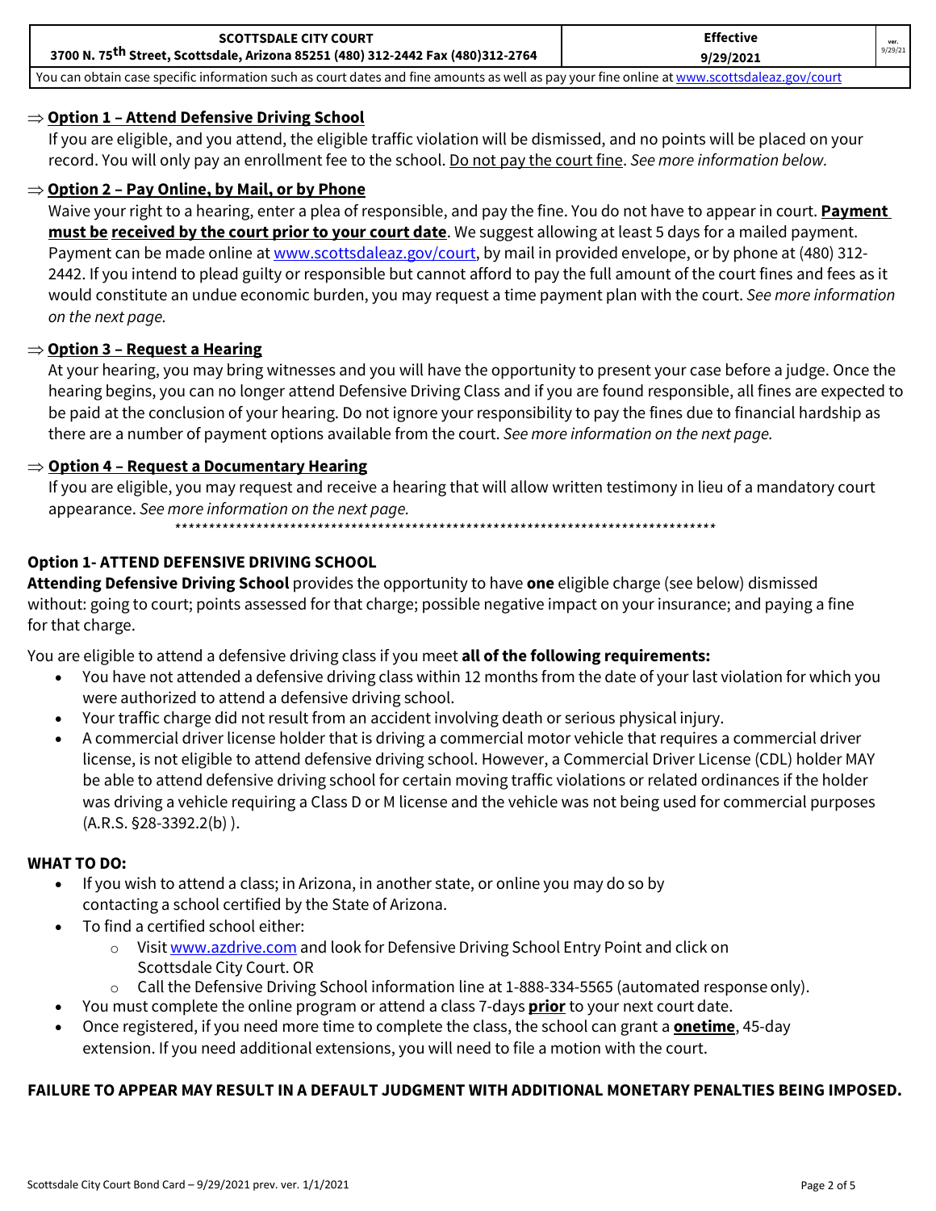| SCOTTSDALE CITY COURT<br>3700 N. 75th Street, Scottsdale, Arizona 85251 (480) 312-2442 Fax (480)312-2764 | Effective<br>9/29/2021 | ver. 9/29/21 |
|---|---|---|
| You can obtain case specific information such as court dates and fine amounts as well as pay your fine online at www.scottsdaleaz.gov/court | | |

⇒ **Option 1 – Attend Defensive Driving School**

If you are eligible, and you attend, the eligible traffic violation will be dismissed, and no points will be placed on your record. You will only pay an enrollment fee to the school. Do not pay the court fine. *See more information below.*

⇒ **Option 2 – Pay Online, by Mail, or by Phone**

Waive your right to a hearing, enter a plea of responsible, and pay the fine. You do not have to appear in court. **Payment must be received by the court prior to your court date**. We suggest allowing at least 5 days for a mailed payment. Payment can be made online at www.scottsdaleaz.gov/court, by mail in provided envelope, or by phone at (480) 312-2442. If you intend to plead guilty or responsible but cannot afford to pay the full amount of the court fines and fees as it would constitute an undue economic burden, you may request a time payment plan with the court. *See more information on the next page.*

⇒ **Option 3 – Request a Hearing**

At your hearing, you may bring witnesses and you will have the opportunity to present your case before a judge. Once the hearing begins, you can no longer attend Defensive Driving Class and if you are found responsible, all fines are expected to be paid at the conclusion of your hearing. Do not ignore your responsibility to pay the fines due to financial hardship as there are a number of payment options available from the court. *See more information on the next page.*

⇒ **Option 4 – Request a Documentary Hearing**

If you are eligible, you may request and receive a hearing that will allow written testimony in lieu of a mandatory court appearance. *See more information on the next page.*

**********************************************************************************

**Option 1- ATTEND DEFENSIVE DRIVING SCHOOL**

**Attending Defensive Driving School** provides the opportunity to have **one** eligible charge (see below) dismissed without: going to court; points assessed for that charge; possible negative impact on your insurance; and paying a fine for that charge.

You are eligible to attend a defensive driving class if you meet **all of the following requirements:**

- You have not attended a defensive driving class within 12 months from the date of your last violation for which you were authorized to attend a defensive driving school.
- Your traffic charge did not result from an accident involving death or serious physical injury.
- A commercial driver license holder that is driving a commercial motor vehicle that requires a commercial driver license, is not eligible to attend defensive driving school. However, a Commercial Driver License (CDL) holder MAY be able to attend defensive driving school for certain moving traffic violations or related ordinances if the holder was driving a vehicle requiring a Class D or M license and the vehicle was not being used for commercial purposes (A.R.S. §28-3392.2(b) ).

**WHAT TO DO:**

- If you wish to attend a class; in Arizona, in another state, or online you may do so by contacting a school certified by the State of Arizona.
- To find a certified school either:
  - Visit www.azdrive.com and look for Defensive Driving School Entry Point and click on Scottsdale City Court. OR
  - Call the Defensive Driving School information line at 1-888-334-5565 (automated response only).
- You must complete the online program or attend a class 7-days **prior** to your next court date.
- Once registered, if you need more time to complete the class, the school can grant a **onetime**, 45-day extension. If you need additional extensions, you will need to file a motion with the court.

**FAILURE TO APPEAR MAY RESULT IN A DEFAULT JUDGMENT WITH ADDITIONAL MONETARY PENALTIES BEING IMPOSED.**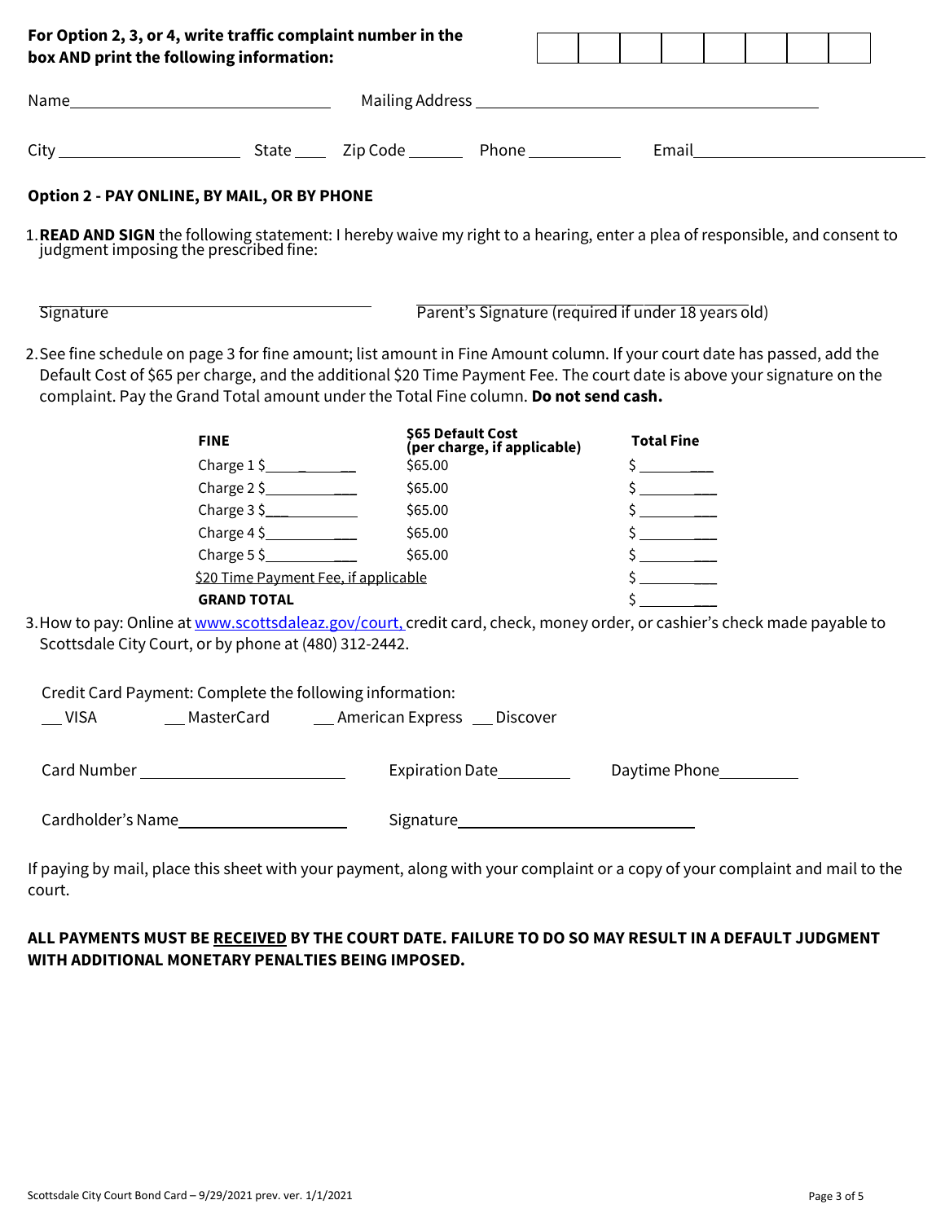**For Option 2, 3, or 4, write traffic complaint number in the box AND print the following information:**

| | | | | | | | |
|---|---|---|---|---|---|---|---|
| | | | | | | | |

Name ______________________________ Mailing Address ________________________________________

City ____________________ State ____ Zip Code ______ Phone __________ Email __________________________

## Option 2 - PAY ONLINE, BY MAIL, OR BY PHONE

1. **READ AND SIGN** the following statement: I hereby waive my right to a hearing, enter a plea of responsible, and consent to judgment imposing the prescribed fine:

   Signature ______________________________ ______________________________ Parent's Signature (required if under 18 years old)

2. See fine schedule on page 3 for fine amount; list amount in Fine Amount column. If your court date has passed, add the Default Cost of $65 per charge, and the additional $20 Time Payment Fee. The court date is above your signature on the complaint. Pay the Grand Total amount under the Total Fine column. **Do not send cash.**

| **FINE** | **$65 Default Cost (per charge, if applicable)** | **Total Fine** |
|---|---|---|
| Charge 1 $__________ | $65.00 | $ __________ |
| Charge 2 $__________ | $65.00 | $ __________ |
| Charge 3 $__________ | $65.00 | $ __________ |
| Charge 4 $__________ | $65.00 | $ __________ |
| Charge 5 $__________ | $65.00 | $ __________ |
| $20 Time Payment Fee, if applicable | | $ __________ |
| **GRAND TOTAL** | | $ __________ |

3. How to pay: Online at www.scottsdaleaz.gov/court, credit card, check, money order, or cashier's check made payable to Scottsdale City Court, or by phone at (480) 312-2442.

Credit Card Payment: Complete the following information:

___ VISA ___ MasterCard ___ American Express ___ Discover

Card Number ______________________ Expiration Date ________ Daytime Phone _________

Cardholder's Name ____________________ Signature ____________________________

If paying by mail, place this sheet with your payment, along with your complaint or a copy of your complaint and mail to the court.

**ALL PAYMENTS MUST BE RECEIVED BY THE COURT DATE. FAILURE TO DO SO MAY RESULT IN A DEFAULT JUDGMENT WITH ADDITIONAL MONETARY PENALTIES BEING IMPOSED.**

Scottsdale City Court Bond Card – 9/29/2021 prev. ver. 1/1/2021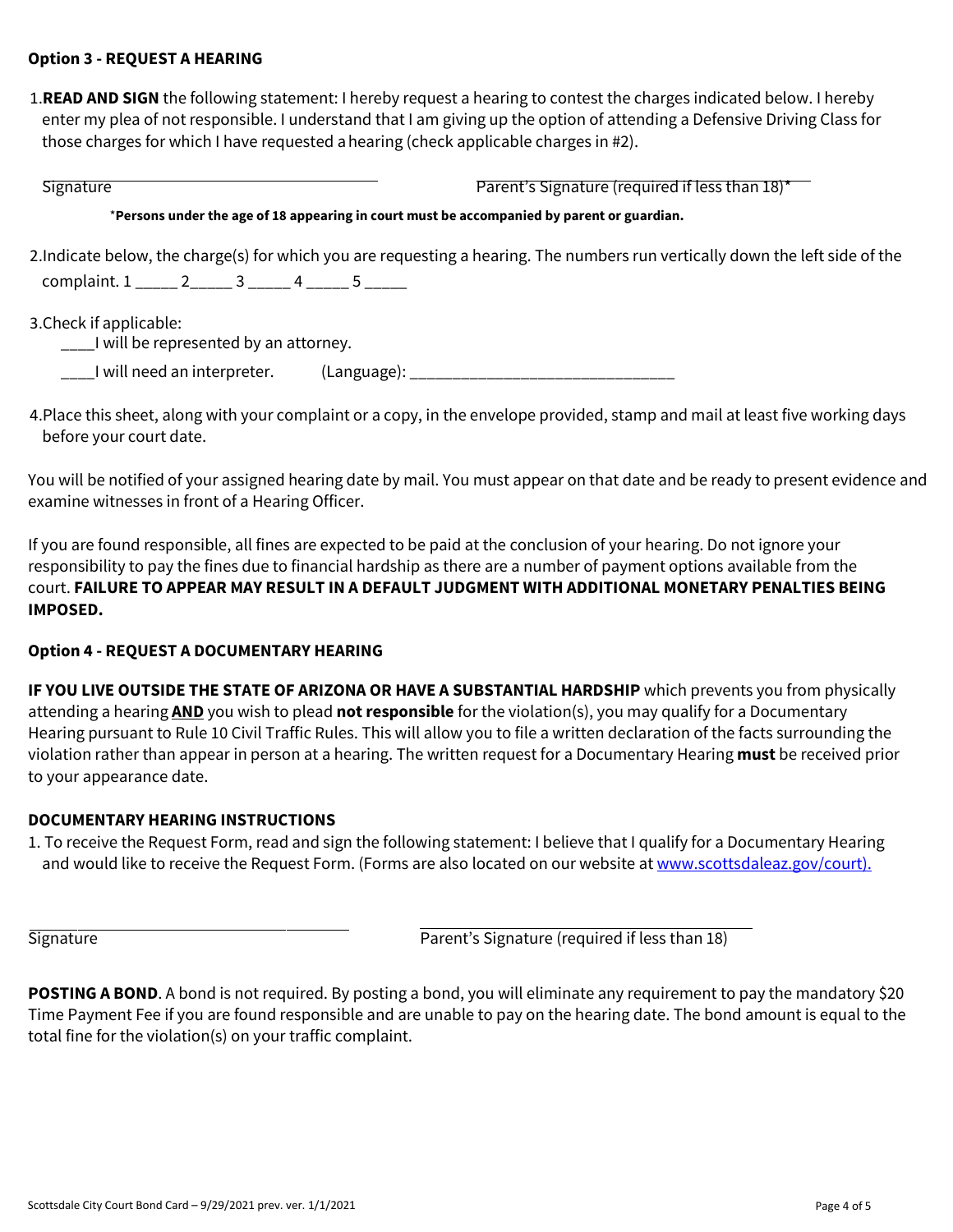**Option 3 - REQUEST A HEARING**

1. **READ AND SIGN** the following statement: I hereby request a hearing to contest the charges indicated below. I hereby enter my plea of not responsible. I understand that I am giving up the option of attending a Defensive Driving Class for those charges for which I have requested a hearing (check applicable charges in #2).

Signature ______________________ Parent's Signature (required if less than 18)* ______________________

*__Persons under the age of 18 appearing in court must be accompanied by parent or guardian.__

2. Indicate below, the charge(s) for which you are requesting a hearing. The numbers run vertically down the left side of the complaint. 1 _____ 2_____ 3 _____ 4 _____ 5 _____

3. Check if applicable:
   ____I will be represented by an attorney.
   ____I will need an interpreter. (Language): _______________________________

4. Place this sheet, along with your complaint or a copy, in the envelope provided, stamp and mail at least five working days before your court date.

You will be notified of your assigned hearing date by mail. You must appear on that date and be ready to present evidence and examine witnesses in front of a Hearing Officer.

If you are found responsible, all fines are expected to be paid at the conclusion of your hearing. Do not ignore your responsibility to pay the fines due to financial hardship as there are a number of payment options available from the court. **FAILURE TO APPEAR MAY RESULT IN A DEFAULT JUDGMENT WITH ADDITIONAL MONETARY PENALTIES BEING IMPOSED.**

**Option 4 - REQUEST A DOCUMENTARY HEARING**

**IF YOU LIVE OUTSIDE THE STATE OF ARIZONA OR HAVE A SUBSTANTIAL HARDSHIP** which prevents you from physically attending a hearing **AND** you wish to plead **not responsible** for the violation(s), you may qualify for a Documentary Hearing pursuant to Rule 10 Civil Traffic Rules. This will allow you to file a written declaration of the facts surrounding the violation rather than appear in person at a hearing. The written request for a Documentary Hearing **must** be received prior to your appearance date.

**DOCUMENTARY HEARING INSTRUCTIONS**

1. To receive the Request Form, read and sign the following statement: I believe that I qualify for a Documentary Hearing and would like to receive the Request Form. (Forms are also located on our website at www.scottsdaleaz.gov/court).

______________________ ______________________
Signature Parent's Signature (required if less than 18)

**POSTING A BOND**. A bond is not required. By posting a bond, you will eliminate any requirement to pay the mandatory $20 Time Payment Fee if you are found responsible and are unable to pay on the hearing date. The bond amount is equal to the total fine for the violation(s) on your traffic complaint.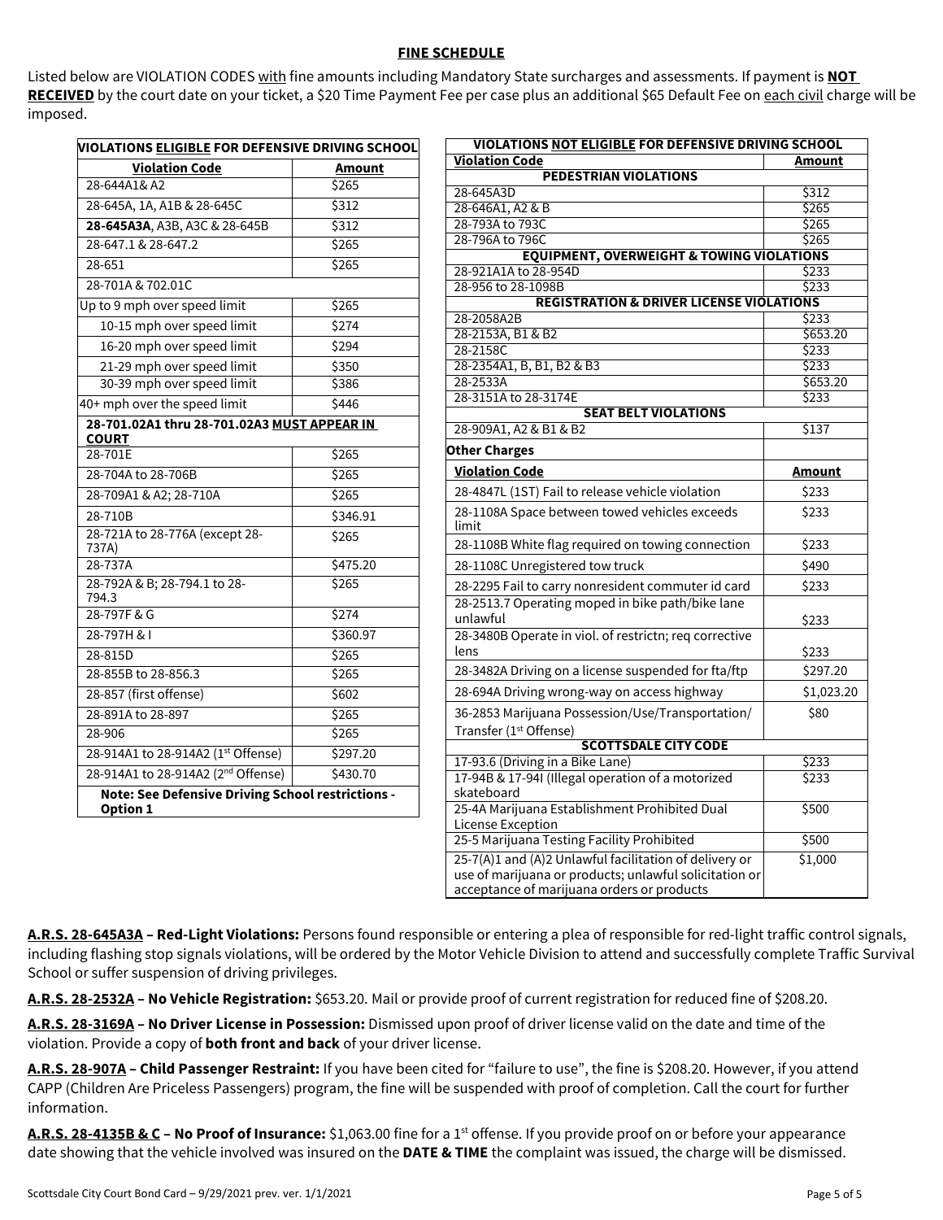## FINE SCHEDULE

Listed below are VIOLATION CODES with fine amounts including Mandatory State surcharges and assessments. If payment is **NOT RECEIVED** by the court date on your ticket, a $20 Time Payment Fee per case plus an additional $65 Default Fee on each civil charge will be imposed.

| **VIOLATIONS ELIGIBLE FOR DEFENSIVE DRIVING SCHOOL** | |
|---|---|
| **Violation Code** | **Amount** |
| 28-644A1& A2 | $265 |
| 28-645A, 1A, A1B & 28-645C | $312 |
| **28-645A3A**, A3B, A3C & 28-645B | $312 |
| 28-647.1 & 28-647.2 | $265 |
| 28-651 | $265 |
| 28-701A & 702.01C | |
| Up to 9 mph over speed limit | $265 |
| 10-15 mph over speed limit | $274 |
| 16-20 mph over speed limit | $294 |
| 21-29 mph over speed limit | $350 |
| 30-39 mph over speed limit | $386 |
| 40+ mph over the speed limit | $446 |
| **28-701.02A1 thru 28-701.02A3 MUST APPEAR IN COURT** | |
| 28-701E | $265 |
| 28-704A to 28-706B | $265 |
| 28-709A1 & A2; 28-710A | $265 |
| 28-710B | $346.91 |
| 28-721A to 28-776A (except 28-737A) | $265 |
| 28-737A | $475.20 |
| 28-792A & B; 28-794.1 to 28-794.3 | $265 |
| 28-797F & G | $274 |
| 28-797H & I | $360.97 |
| 28-815D | $265 |
| 28-855B to 28-856.3 | $265 |
| 28-857 (first offense) | $602 |
| 28-891A to 28-897 | $265 |
| 28-906 | $265 |
| 28-914A1 to 28-914A2 (1st Offense) | $297.20 |
| 28-914A1 to 28-914A2 (2nd Offense) | $430.70 |
| **Note: See Defensive Driving School restrictions - Option 1** | |

| **VIOLATIONS NOT ELIGIBLE FOR DEFENSIVE DRIVING SCHOOL** | |
|---|---|
| **Violation Code** | **Amount** |
| **PEDESTRIAN VIOLATIONS** | |
| 28-645A3D | $312 |
| 28-646A1, A2 & B | $265 |
| 28-793A to 793C | $265 |
| 28-796A to 796C | $265 |
| **EQUIPMENT, OVERWEIGHT & TOWING VIOLATIONS** | |
| 28-921A1A to 28-954D | $233 |
| 28-956 to 28-1098B | $233 |
| **REGISTRATION & DRIVER LICENSE VIOLATIONS** | |
| 28-2058A2B | $233 |
| 28-2153A, B1 & B2 | $653.20 |
| 28-2158C | $233 |
| 28-2354A1, B, B1, B2 & B3 | $233 |
| 28-2533A | $653.20 |
| 28-3151A to 28-3174E | $233 |
| **SEAT BELT VIOLATIONS** | |
| 28-909A1, A2 & B1 & B2 | $137 |
| **Other Charges** | |
| **Violation Code** | **Amount** |
| 28-4847L (1ST) Fail to release vehicle violation | $233 |
| 28-1108A Space between towed vehicles exceeds limit | $233 |
| 28-1108B White flag required on towing connection | $233 |
| 28-1108C Unregistered tow truck | $490 |
| 28-2295 Fail to carry nonresident commuter id card | $233 |
| 28-2513.7 Operating moped in bike path/bike lane unlawful | $233 |
| 28-3480B Operate in viol. of restrictn; req corrective lens | $233 |
| 28-3482A Driving on a license suspended for fta/ftp | $297.20 |
| 28-694A Driving wrong-way on access highway | $1,023.20 |
| 36-2853 Marijuana Possession/Use/Transportation/ Transfer (1st Offense) | $80 |
| **SCOTTSDALE CITY CODE** | |
| 17-93.6 (Driving in a Bike Lane) | $233 |
| 17-94B & 17-94I (Illegal operation of a motorized skateboard | $233 |
| 25-4A Marijuana Establishment Prohibited Dual License Exception | $500 |
| 25-5 Marijuana Testing Facility Prohibited | $500 |
| 25-7(A)1 and (A)2 Unlawful facilitation of delivery or use of marijuana or products; unlawful solicitation or acceptance of marijuana orders or products | $1,000 |

**A.R.S. 28-645A3A – Red-Light Violations:** Persons found responsible or entering a plea of responsible for red-light traffic control signals, including flashing stop signals violations, will be ordered by the Motor Vehicle Division to attend and successfully complete Traffic Survival School or suffer suspension of driving privileges.

**A.R.S. 28-2532A – No Vehicle Registration:** $653.20. Mail or provide proof of current registration for reduced fine of $208.20.

**A.R.S. 28-3169A – No Driver License in Possession:** Dismissed upon proof of driver license valid on the date and time of the violation. Provide a copy of **both front and back** of your driver license.

**A.R.S. 28-907A – Child Passenger Restraint:** If you have been cited for "failure to use", the fine is $208.20. However, if you attend CAPP (Children Are Priceless Passengers) program, the fine will be suspended with proof of completion. Call the court for further information.

**A.R.S. 28-4135B & C – No Proof of Insurance:** $1,063.00 fine for a 1st offense. If you provide proof on or before your appearance date showing that the vehicle involved was insured on the **DATE & TIME** the complaint was issued, the charge will be dismissed.